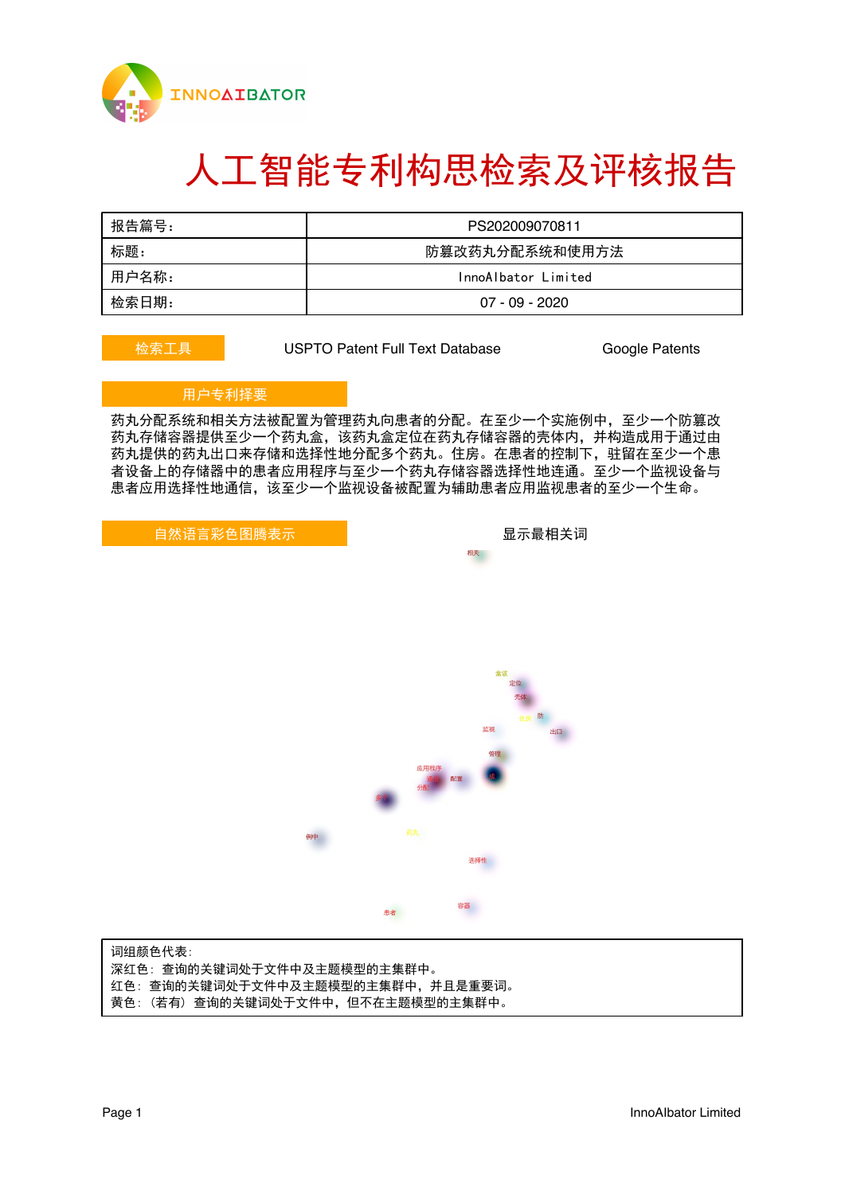# 人工智能专利构思检索及评核报告

| 报告篇号： | PS202009070811 |
| --- | --- |
| 标题： | 防篡改药丸分配系统和使用方法 |
| 用户名称： | InnoAIbator Limited |
| 检索日期： | 07 - 09 - 2020 |

**检索工具**　　USPTO Patent Full Text Database　　Google Patents

**用户专利择要**

药丸分配系统和相关方法被配置为管理药丸向患者的分配。在至少一个实施例中，至少一个防篡改药丸存储容器提供至少一个药丸盒，该药丸盒定位在药丸存储容器的壳体内，并构造成用于通过由药丸提供的药丸出口来存储和选择性地分配多个药丸。住房。在患者的控制下，驻留在至少一个患者设备上的存储器中的患者应用程序与至少一个药丸存储容器选择性地连通。至少一个监视设备与患者应用选择性地通信，该至少一个监视设备被配置为辅助患者应用监视患者的至少一个生命。

**自然语言彩色图腾表示**　　显示最相关词

相关 盒该 定位 壳体 住房 防 出口 监视 管理 应用程序 配置 分配 例中 相关 选择性 容器 患者

词组颜色代表：
深红色：查询的关键词处于文件中及主题模型的主集群中。
红色：查询的关键词处于文件中及主题模型的主集群中，并且是重要词。
黄色：（若有）查询的关键词处于文件中，但不在主题模型的主集群中。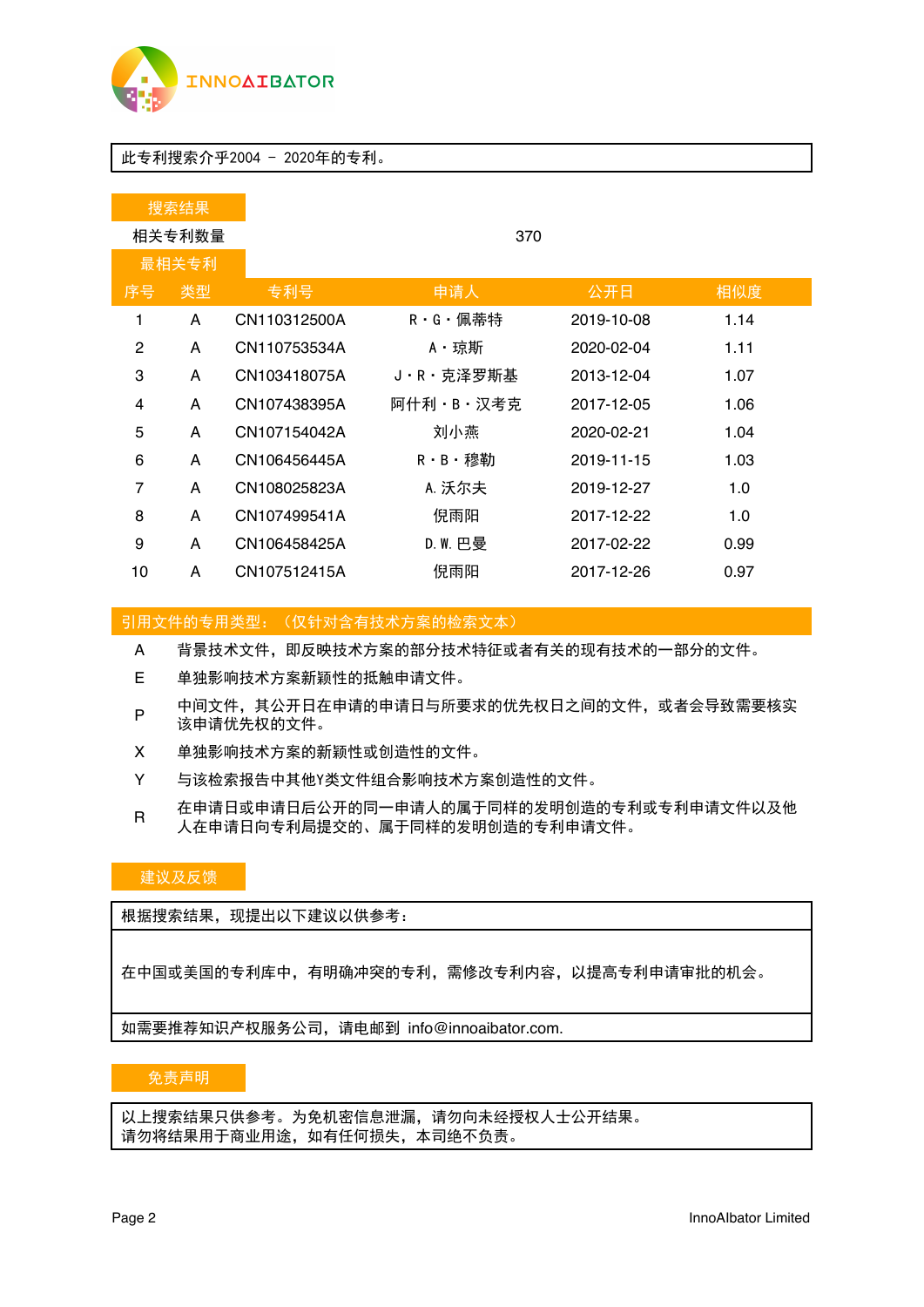此专利搜索介乎2004 - 2020年的专利。

## 搜索结果

| 相关专利数量 | 370 |
|---|---|

## 最相关专利

| 序号 | 类型 | 专利号 | 申请人 | 公开日 | 相似度 |
|---|---|---|---|---|---|
| 1 | A | CN110312500A | R・G・佩蒂特 | 2019-10-08 | 1.14 |
| 2 | A | CN110753534A | A・琼斯 | 2020-02-04 | 1.11 |
| 3 | A | CN103418075A | J・R・克泽罗斯基 | 2013-12-04 | 1.07 |
| 4 | A | CN107438395A | 阿什利・B・汉考克 | 2017-12-05 | 1.06 |
| 5 | A | CN107154042A | 刘小燕 | 2020-02-21 | 1.04 |
| 6 | A | CN106456445A | R・B・穆勒 | 2019-11-15 | 1.03 |
| 7 | A | CN108025823A | A.沃尔夫 | 2019-12-27 | 1.0 |
| 8 | A | CN107499541A | 倪雨阳 | 2017-12-22 | 1.0 |
| 9 | A | CN106458425A | D.W.巴曼 | 2017-02-22 | 0.99 |
| 10 | A | CN107512415A | 倪雨阳 | 2017-12-26 | 0.97 |

## 引用文件的专用类型：（仅针对含有技术方案的检索文本）

| | |
|---|---|
| A | 背景技术文件，即反映技术方案的部分技术特征或者有关的现有技术的一部分的文件。 |
| E | 单独影响技术方案新颖性的抵触申请文件。 |
| P | 中间文件，其公开日在申请的申请日与所要求的优先权日之间的文件，或者会导致需要核实该申请优先权的文件。 |
| X | 单独影响技术方案的新颖性或创造性的文件。 |
| Y | 与该检索报告中其他Y类文件组合影响技术方案创造性的文件。 |
| R | 在申请日或申请日后公开的同一申请人的属于同样的发明创造的专利或专利申请文件以及他人在申请日向专利局提交的、属于同样的发明创造的专利申请文件。 |

## 建议及反馈

根据搜索结果，现提出以下建议以供参考：

在中国或美国的专利库中，有明确冲突的专利，需修改专利内容，以提高专利申请审批的机会。

如需要推荐知识产权服务公司，请电邮到 info@innoaibator.com.

## 免责声明

以上搜索结果只供参考。为免机密信息泄漏，请勿向未经授权人士公开结果。
请勿将结果用于商业用途，如有任何损失，本司绝不负责。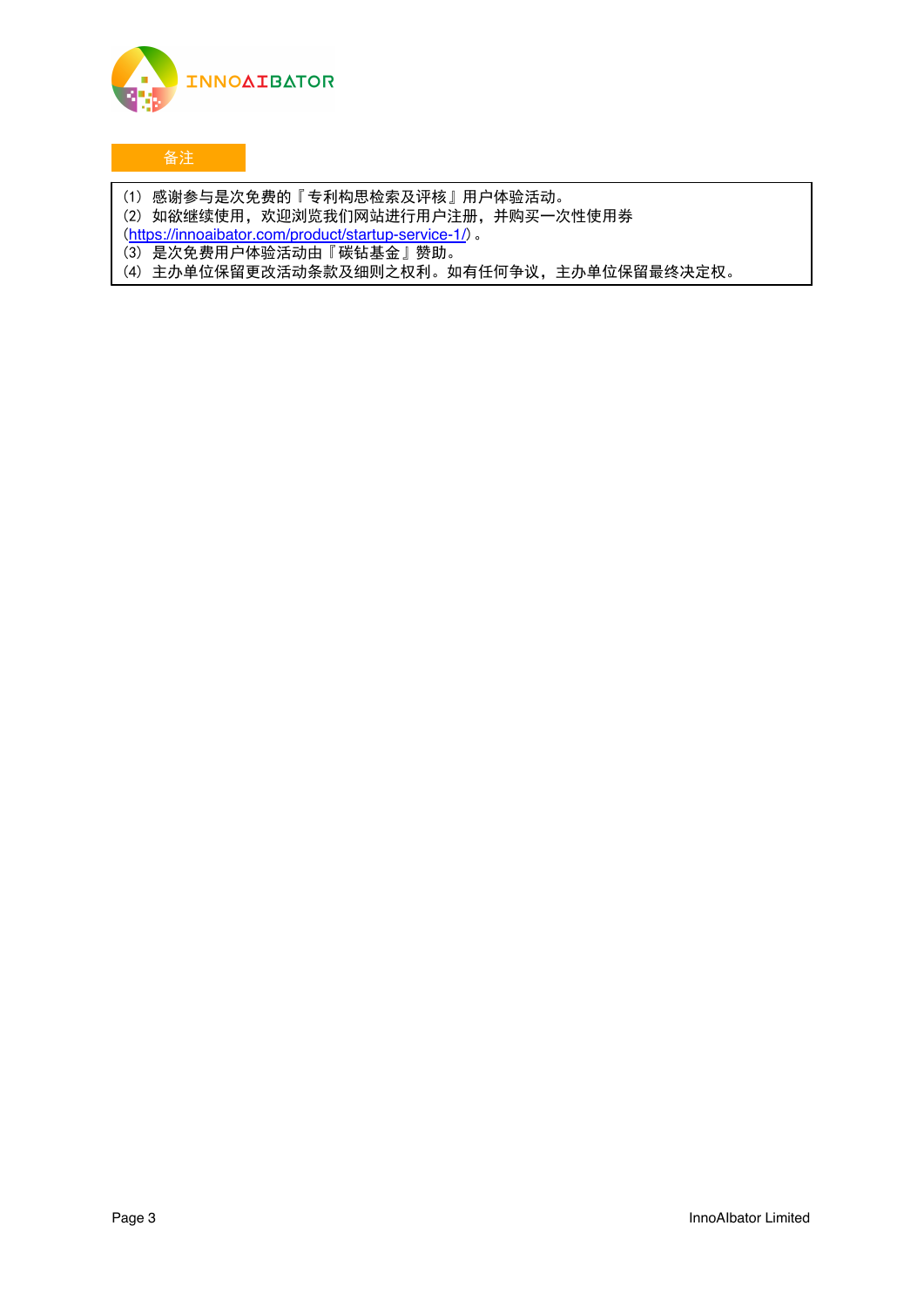## 备注

(1) 感谢参与是次免费的『专利构思检索及评核』用户体验活动。
(2) 如欲继续使用，欢迎浏览我们网站进行用户注册，并购买一次性使用券(https://innoaibator.com/product/startup-service-1/)。
(3) 是次免费用户体验活动由『碳钻基金』赞助。
(4) 主办单位保留更改活动条款及细则之权利。如有任何争议，主办单位保留最终决定权。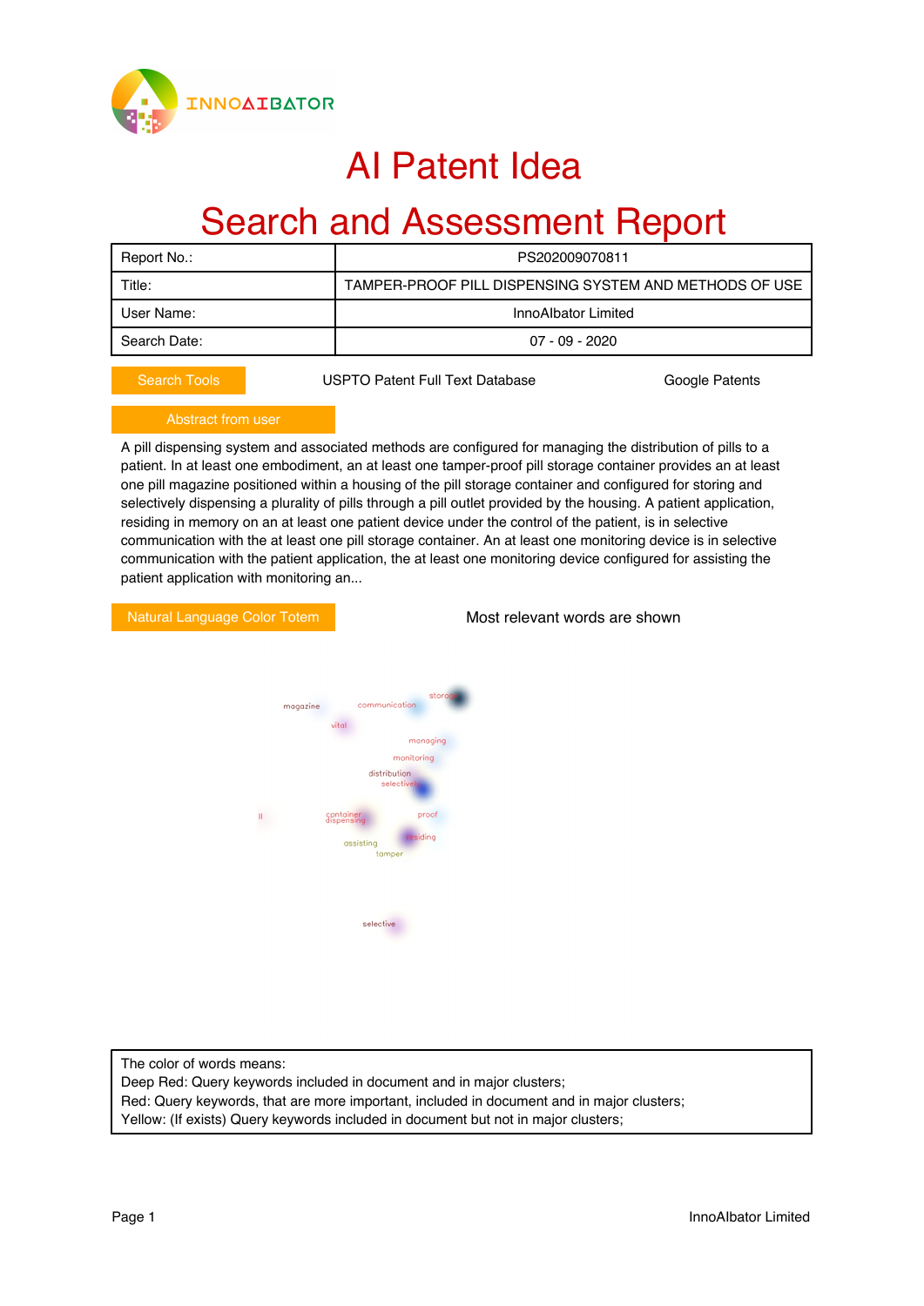# AI Patent Idea

# Search and Assessment Report

| Report No.: | PS202009070811 |
|---|---|
| Title: | TAMPER-PROOF PILL DISPENSING SYSTEM AND METHODS OF USE |
| User Name: | InnoAIbator Limited |
| Search Date: | 07 - 09 - 2020 |

**Search Tools** USPTO Patent Full Text Database Google Patents

**Abstract from user**

A pill dispensing system and associated methods are configured for managing the distribution of pills to a patient. In at least one embodiment, an at least one tamper-proof pill storage container provides an at least one pill magazine positioned within a housing of the pill storage container and configured for storing and selectively dispensing a plurality of pills through a pill outlet provided by the housing. A patient application, residing in memory on an at least one patient device under the control of the patient, is in selective communication with the at least one pill storage container. An at least one monitoring device is in selective communication with the patient application, the at least one monitoring device configured for assisting the patient application with monitoring an...

**Natural Language Color Totem** Most relevant words are shown

magazine communication storage vital managing monitoring distribution selectively ll container dispensing proof residing assisting tamper selective

The color of words means:
Deep Red: Query keywords included in document and in major clusters;
Red: Query keywords, that are more important, included in document and in major clusters;
Yellow: (If exists) Query keywords included in document but not in major clusters;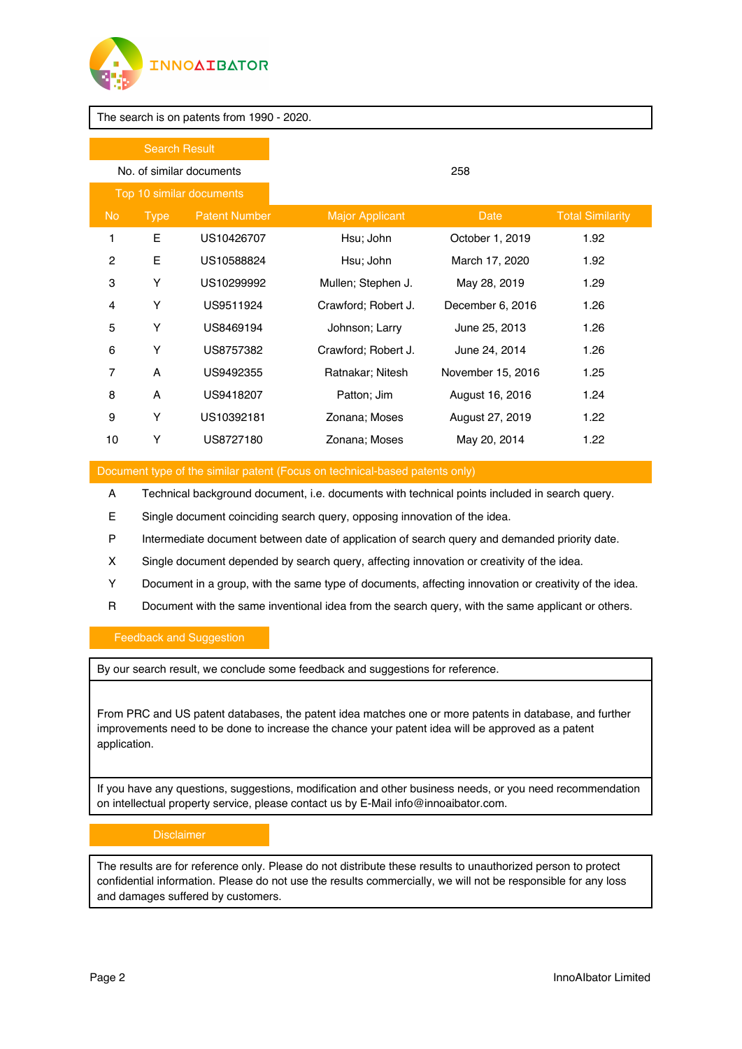The search is on patents from 1990 - 2020.

## Search Result

| No. of similar documents | 258 |
|---|---|

## Top 10 similar documents

| No | Type | Patent Number | Major Applicant | Date | Total Similarity |
|---|---|---|---|---|---|
| 1 | E | US10426707 | Hsu; John | October 1, 2019 | 1.92 |
| 2 | E | US10588824 | Hsu; John | March 17, 2020 | 1.92 |
| 3 | Y | US10299992 | Mullen; Stephen J. | May 28, 2019 | 1.29 |
| 4 | Y | US9511924 | Crawford; Robert J. | December 6, 2016 | 1.26 |
| 5 | Y | US8469194 | Johnson; Larry | June 25, 2013 | 1.26 |
| 6 | Y | US8757382 | Crawford; Robert J. | June 24, 2014 | 1.26 |
| 7 | A | US9492355 | Ratnakar; Nitesh | November 15, 2016 | 1.25 |
| 8 | A | US9418207 | Patton; Jim | August 16, 2016 | 1.24 |
| 9 | Y | US10392181 | Zonana; Moses | August 27, 2019 | 1.22 |
| 10 | Y | US8727180 | Zonana; Moses | May 20, 2014 | 1.22 |

## Document type of the similar patent (Focus on technical-based patents only)

| | |
|---|---|
| A | Technical background document, i.e. documents with technical points included in search query. |
| E | Single document coinciding search query, opposing innovation of the idea. |
| P | Intermediate document between date of application of search query and demanded priority date. |
| X | Single document depended by search query, affecting innovation or creativity of the idea. |
| Y | Document in a group, with the same type of documents, affecting innovation or creativity of the idea. |
| R | Document with the same inventional idea from the search query, with the same applicant or others. |

## Feedback and Suggestion

By our search result, we conclude some feedback and suggestions for reference.

From PRC and US patent databases, the patent idea matches one or more patents in database, and further improvements need to be done to increase the chance your patent idea will be approved as a patent application.

If you have any questions, suggestions, modification and other business needs, or you need recommendation on intellectual property service, please contact us by E-Mail info@innoaibator.com.

## Disclaimer

The results are for reference only. Please do not distribute these results to unauthorized person to protect confidential information. Please do not use the results commercially, we will not be responsible for any loss and damages suffered by customers.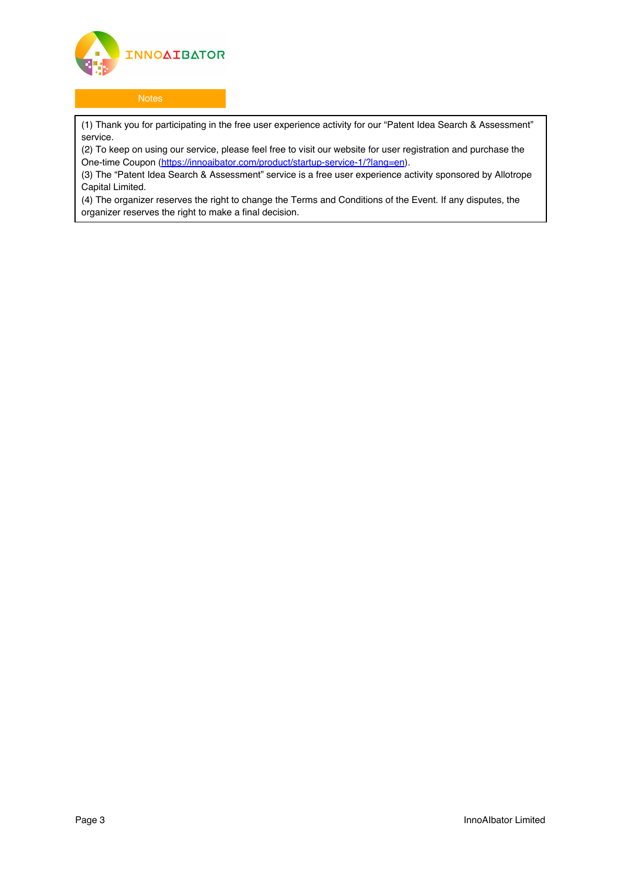## Notes

(1) Thank you for participating in the free user experience activity for our "Patent Idea Search & Assessment" service.
(2) To keep on using our service, please feel free to visit our website for user registration and purchase the One-time Coupon (https://innoaibator.com/product/startup-service-1/?lang=en).
(3) The "Patent Idea Search & Assessment" service is a free user experience activity sponsored by Allotrope Capital Limited.
(4) The organizer reserves the right to change the Terms and Conditions of the Event. If any disputes, the organizer reserves the right to make a final decision.